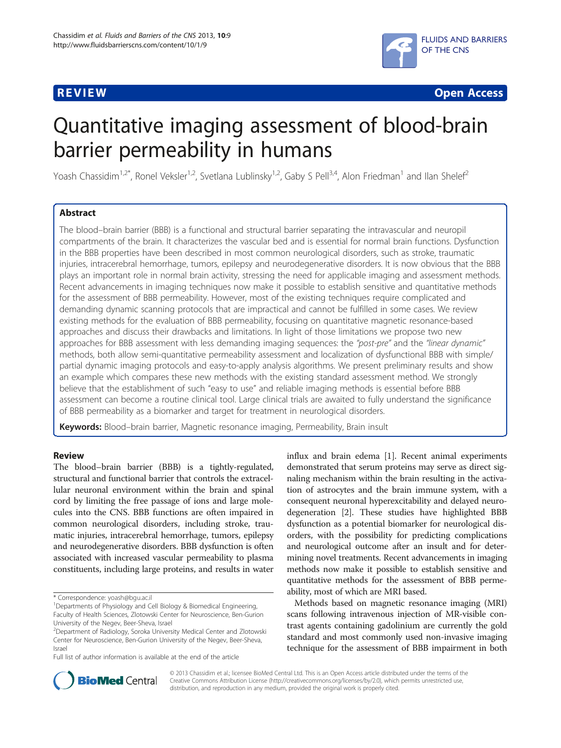REVIEW **Open Access**

# Quantitative imaging assessment of blood-brain barrier permeability in humans

Yoash Chassidim[1,2*], Ronel Veksler[1,2], Svetlana Lublinsky[1,2], Gaby S Pell[3,4], Alon Friedman[1] and Ilan Shelef[2]

## Abstract

The blood–brain barrier (BBB) is a functional and structural barrier separating the intravascular and neuropil compartments of the brain. It characterizes the vascular bed and is essential for normal brain functions. Dysfunction in the BBB properties have been described in most common neurological disorders, such as stroke, traumatic injuries, intracerebral hemorrhage, tumors, epilepsy and neurodegenerative disorders. It is now obvious that the BBB plays an important role in normal brain activity, stressing the need for applicable imaging and assessment methods. Recent advancements in imaging techniques now make it possible to establish sensitive and quantitative methods for the assessment of BBB permeability. However, most of the existing techniques require complicated and demanding dynamic scanning protocols that are impractical and cannot be fulfilled in some cases. We review existing methods for the evaluation of BBB permeability, focusing on quantitative magnetic resonance-based approaches and discuss their drawbacks and limitations. In light of those limitations we propose two new approaches for BBB assessment with less demanding imaging sequences: the *"post-pre"* and the *"linear dynamic"* methods, both allow semi-quantitative permeability assessment and localization of dysfunctional BBB with simple/partial dynamic imaging protocols and easy-to-apply analysis algorithms. We present preliminary results and show an example which compares these new methods with the existing standard assessment method. We strongly believe that the establishment of such "easy to use" and reliable imaging methods is essential before BBB assessment can become a routine clinical tool. Large clinical trials are awaited to fully understand the significance of BBB permeability as a biomarker and target for treatment in neurological disorders.

**Keywords:** Blood–brain barrier, Magnetic resonance imaging, Permeability, Brain insult

## Review

The blood–brain barrier (BBB) is a tightly-regulated, structural and functional barrier that controls the extracellular neuronal environment within the brain and spinal cord by limiting the free passage of ions and large molecules into the CNS. BBB functions are often impaired in common neurological disorders, including stroke, traumatic injuries, intracerebral hemorrhage, tumors, epilepsy and neurodegenerative disorders. BBB dysfunction is often associated with increased vascular permeability to plasma constituents, including large proteins, and results in water influx and brain edema [1]. Recent animal experiments demonstrated that serum proteins may serve as direct signaling mechanism within the brain resulting in the activation of astrocytes and the brain immune system, with a consequent neuronal hyperexcitability and delayed neurodegeneration [2]. These studies have highlighted BBB dysfunction as a potential biomarker for neurological disorders, with the possibility for predicting complications and neurological outcome after an insult and for determining novel treatments. Recent advancements in imaging methods now make it possible to establish sensitive and quantitative methods for the assessment of BBB permeability, most of which are MRI based.

Methods based on magnetic resonance imaging (MRI) scans following intravenous injection of MR-visible contrast agents containing gadolinium are currently the gold standard and most commonly used non-invasive imaging technique for the assessment of BBB impairment in both

\* Correspondence: yoash@bgu.ac.il
[1]Departments of Physiology and Cell Biology & Biomedical Engineering, Faculty of Health Sciences, Zlotowski Center for Neuroscience, Ben-Gurion University of the Negev, Beer-Sheva, Israel
[2]Department of Radiology, Soroka University Medical Center and Zlotowski Center for Neuroscience, Ben-Gurion University of the Negev, Beer-Sheva, Israel
Full list of author information is available at the end of the article

© 2013 Chassidim et al.; licensee BioMed Central Ltd. This is an Open Access article distributed under the terms of the Creative Commons Attribution License (http://creativecommons.org/licenses/by/2.0), which permits unrestricted use, distribution, and reproduction in any medium, provided the original work is properly cited.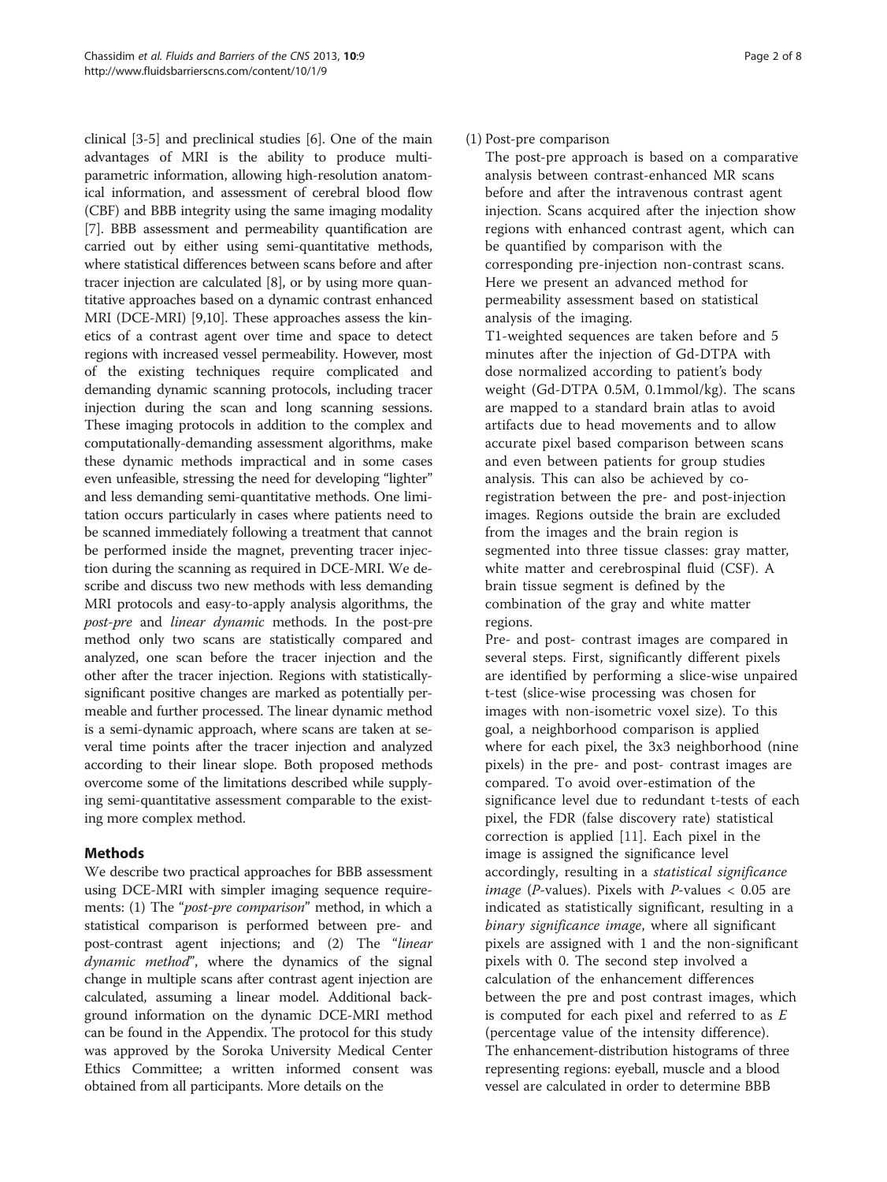clinical [3-5] and preclinical studies [6]. One of the main advantages of MRI is the ability to produce multi-parametric information, allowing high-resolution anatomical information, and assessment of cerebral blood flow (CBF) and BBB integrity using the same imaging modality [7]. BBB assessment and permeability quantification are carried out by either using semi-quantitative methods, where statistical differences between scans before and after tracer injection are calculated [8], or by using more quantitative approaches based on a dynamic contrast enhanced MRI (DCE-MRI) [9,10]. These approaches assess the kinetics of a contrast agent over time and space to detect regions with increased vessel permeability. However, most of the existing techniques require complicated and demanding dynamic scanning protocols, including tracer injection during the scan and long scanning sessions. These imaging protocols in addition to the complex and computationally-demanding assessment algorithms, make these dynamic methods impractical and in some cases even unfeasible, stressing the need for developing "lighter" and less demanding semi-quantitative methods. One limitation occurs particularly in cases where patients need to be scanned immediately following a treatment that cannot be performed inside the magnet, preventing tracer injection during the scanning as required in DCE-MRI. We describe and discuss two new methods with less demanding MRI protocols and easy-to-apply analysis algorithms, the *post-pre* and *linear dynamic* methods. In the post-pre method only two scans are statistically compared and analyzed, one scan before the tracer injection and the other after the tracer injection. Regions with statistically-significant positive changes are marked as potentially permeable and further processed. The linear dynamic method is a semi-dynamic approach, where scans are taken at several time points after the tracer injection and analyzed according to their linear slope. Both proposed methods overcome some of the limitations described while supplying semi-quantitative assessment comparable to the existing more complex method.

## Methods

We describe two practical approaches for BBB assessment using DCE-MRI with simpler imaging sequence requirements: (1) The "*post-pre comparison*" method, in which a statistical comparison is performed between pre- and post-contrast agent injections; and (2) The "*linear dynamic method*", where the dynamics of the signal change in multiple scans after contrast agent injection are calculated, assuming a linear model. Additional background information on the dynamic DCE-MRI method can be found in the Appendix. The protocol for this study was approved by the Soroka University Medical Center Ethics Committee; a written informed consent was obtained from all participants. More details on the

(1) Post-pre comparison

The post-pre approach is based on a comparative analysis between contrast-enhanced MR scans before and after the intravenous contrast agent injection. Scans acquired after the injection show regions with enhanced contrast agent, which can be quantified by comparison with the corresponding pre-injection non-contrast scans. Here we present an advanced method for permeability assessment based on statistical analysis of the imaging.

T1-weighted sequences are taken before and 5 minutes after the injection of Gd-DTPA with dose normalized according to patient's body weight (Gd-DTPA 0.5M, 0.1mmol/kg). The scans are mapped to a standard brain atlas to avoid artifacts due to head movements and to allow accurate pixel based comparison between scans and even between patients for group studies analysis. This can also be achieved by co-registration between the pre- and post-injection images. Regions outside the brain are excluded from the images and the brain region is segmented into three tissue classes: gray matter, white matter and cerebrospinal fluid (CSF). A brain tissue segment is defined by the combination of the gray and white matter regions.

Pre- and post- contrast images are compared in several steps. First, significantly different pixels are identified by performing a slice-wise unpaired t-test (slice-wise processing was chosen for images with non-isometric voxel size). To this goal, a neighborhood comparison is applied where for each pixel, the 3x3 neighborhood (nine pixels) in the pre- and post- contrast images are compared. To avoid over-estimation of the significance level due to redundant t-tests of each pixel, the FDR (false discovery rate) statistical correction is applied [11]. Each pixel in the image is assigned the significance level accordingly, resulting in a *statistical significance image* (*P*-values). Pixels with *P*-values $< 0.05$ are indicated as statistically significant, resulting in a *binary significance image*, where all significant pixels are assigned with 1 and the non-significant pixels with 0. The second step involved a calculation of the enhancement differences between the pre and post contrast images, which is computed for each pixel and referred to as $E$ (percentage value of the intensity difference). The enhancement-distribution histograms of three representing regions: eyeball, muscle and a blood vessel are calculated in order to determine BBB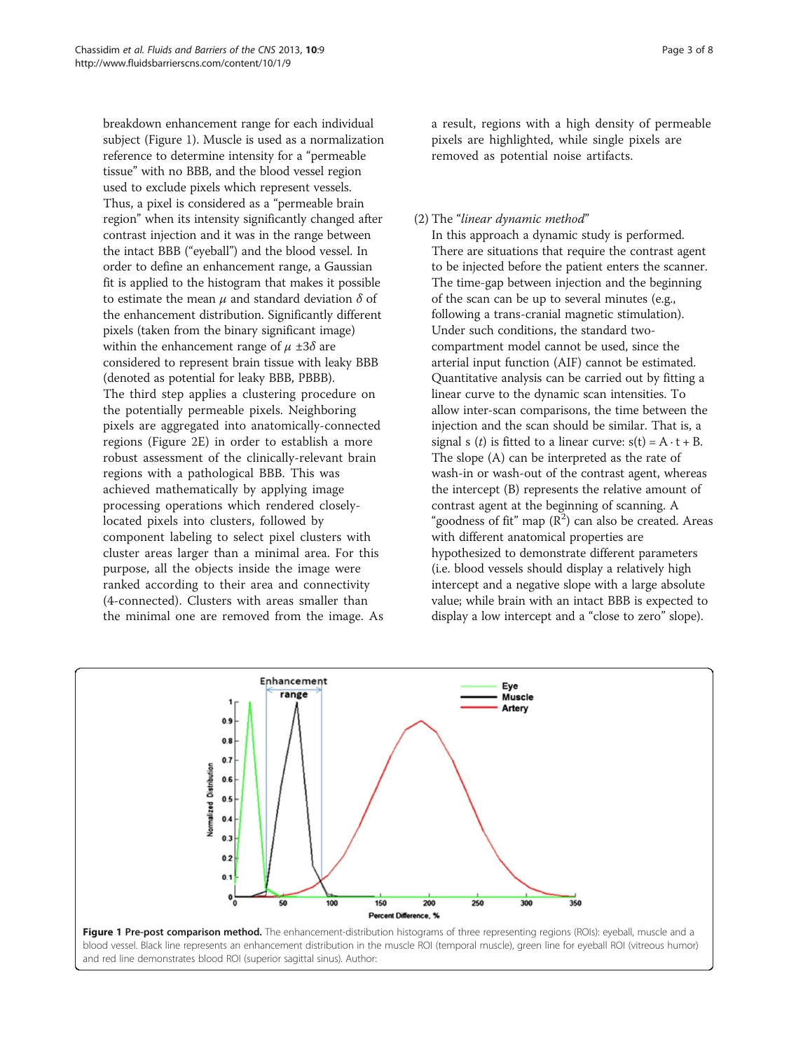breakdown enhancement range for each individual subject (Figure 1). Muscle is used as a normalization reference to determine intensity for a "permeable tissue" with no BBB, and the blood vessel region used to exclude pixels which represent vessels. Thus, a pixel is considered as a "permeable brain region" when its intensity significantly changed after contrast injection and it was in the range between the intact BBB ("eyeball") and the blood vessel. In order to define an enhancement range, a Gaussian fit is applied to the histogram that makes it possible to estimate the mean $\mu$ and standard deviation $\delta$ of the enhancement distribution. Significantly different pixels (taken from the binary significant image) within the enhancement range of $\mu \pm 3\delta$ are considered to represent brain tissue with leaky BBB (denoted as potential for leaky BBB, PBBB).

The third step applies a clustering procedure on the potentially permeable pixels. Neighboring pixels are aggregated into anatomically-connected regions (Figure 2E) in order to establish a more robust assessment of the clinically-relevant brain regions with a pathological BBB. This was achieved mathematically by applying image processing operations which rendered closely-located pixels into clusters, followed by component labeling to select pixel clusters with cluster areas larger than a minimal area. For this purpose, all the objects inside the image were ranked according to their area and connectivity (4-connected). Clusters with areas smaller than the minimal one are removed from the image. As a result, regions with a high density of permeable pixels are highlighted, while single pixels are removed as potential noise artifacts.

(2) The "*linear dynamic method*"

In this approach a dynamic study is performed. There are situations that require the contrast agent to be injected before the patient enters the scanner. The time-gap between injection and the beginning of the scan can be up to several minutes (e.g., following a trans-cranial magnetic stimulation). Under such conditions, the standard two-compartment model cannot be used, since the arterial input function (AIF) cannot be estimated. Quantitative analysis can be carried out by fitting a linear curve to the dynamic scan intensities. To allow inter-scan comparisons, the time between the injection and the scan should be similar. That is, a signal $s(t)$ is fitted to a linear curve: $s(t) = A \cdot t + B$. The slope (A) can be interpreted as the rate of wash-in or wash-out of the contrast agent, whereas the intercept (B) represents the relative amount of contrast agent at the beginning of scanning. A "goodness of fit" map ($R^2$) can also be created. Areas with different anatomical properties are hypothesized to demonstrate different parameters (i.e. blood vessels should display a relatively high intercept and a negative slope with a large absolute value; while brain with an intact BBB is expected to display a low intercept and a "close to zero" slope).

**Figure 1 Pre-post comparison method.** The enhancement-distribution histograms of three representing regions (ROIs): eyeball, muscle and a blood vessel. Black line represents an enhancement distribution in the muscle ROI (temporal muscle), green line for eyeball ROI (vitreous humor) and red line demonstrates blood ROI (superior sagittal sinus). Author: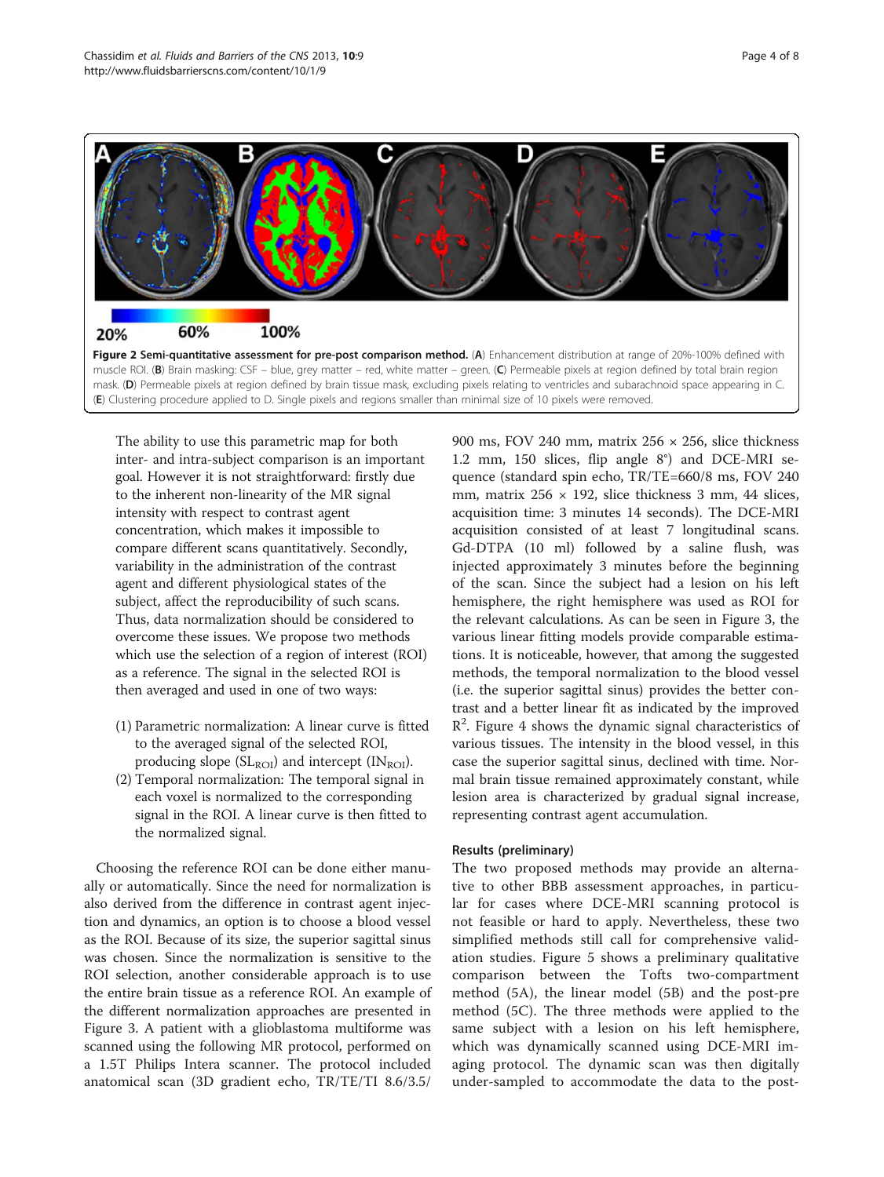Figure 2 **Semi-quantitative assessment for pre-post comparison method.** (**A**) Enhancement distribution at range of 20%-100% defined with muscle ROI. (**B**) Brain masking: CSF – blue, grey matter – red, white matter – green. (**C**) Permeable pixels at region defined by total brain region mask. (**D**) Permeable pixels at region defined by brain tissue mask, excluding pixels relating to ventricles and subarachnoid space appearing in C. (**E**) Clustering procedure applied to D. Single pixels and regions smaller than minimal size of 10 pixels were removed.

The ability to use this parametric map for both inter- and intra-subject comparison is an important goal. However it is not straightforward: firstly due to the inherent non-linearity of the MR signal intensity with respect to contrast agent concentration, which makes it impossible to compare different scans quantitatively. Secondly, variability in the administration of the contrast agent and different physiological states of the subject, affect the reproducibility of such scans. Thus, data normalization should be considered to overcome these issues. We propose two methods which use the selection of a region of interest (ROI) as a reference. The signal in the selected ROI is then averaged and used in one of two ways:

(1) Parametric normalization: A linear curve is fitted to the averaged signal of the selected ROI, producing slope ($SL_{ROI}$) and intercept ($IN_{ROI}$).
(2) Temporal normalization: The temporal signal in each voxel is normalized to the corresponding signal in the ROI. A linear curve is then fitted to the normalized signal.

Choosing the reference ROI can be done either manually or automatically. Since the need for normalization is also derived from the difference in contrast agent injection and dynamics, an option is to choose a blood vessel as the ROI. Because of its size, the superior sagittal sinus was chosen. Since the normalization is sensitive to the ROI selection, another considerable approach is to use the entire brain tissue as a reference ROI. An example of the different normalization approaches are presented in Figure 3. A patient with a glioblastoma multiforme was scanned using the following MR protocol, performed on a 1.5T Philips Intera scanner. The protocol included anatomical scan (3D gradient echo, TR/TE/TI 8.6/3.5/900 ms, FOV 240 mm, matrix 256 × 256, slice thickness 1.2 mm, 150 slices, flip angle 8°) and DCE-MRI sequence (standard spin echo, TR/TE=660/8 ms, FOV 240 mm, matrix 256 × 192, slice thickness 3 mm, 44 slices, acquisition time: 3 minutes 14 seconds). The DCE-MRI acquisition consisted of at least 7 longitudinal scans. Gd-DTPA (10 ml) followed by a saline flush, was injected approximately 3 minutes before the beginning of the scan. Since the subject had a lesion on his left hemisphere, the right hemisphere was used as ROI for the relevant calculations. As can be seen in Figure 3, the various linear fitting models provide comparable estimations. It is noticeable, however, that among the suggested methods, the temporal normalization to the blood vessel (i.e. the superior sagittal sinus) provides the better contrast and a better linear fit as indicated by the improved $R^2$. Figure 4 shows the dynamic signal characteristics of various tissues. The intensity in the blood vessel, in this case the superior sagittal sinus, declined with time. Normal brain tissue remained approximately constant, while lesion area is characterized by gradual signal increase, representing contrast agent accumulation.

## Results (preliminary)

The two proposed methods may provide an alternative to other BBB assessment approaches, in particular for cases where DCE-MRI scanning protocol is not feasible or hard to apply. Nevertheless, these two simplified methods still call for comprehensive validation studies. Figure 5 shows a preliminary qualitative comparison between the Tofts two-compartment method (5A), the linear model (5B) and the post-pre method (5C). The three methods were applied to the same subject with a lesion on his left hemisphere, which was dynamically scanned using DCE-MRI imaging protocol. The dynamic scan was then digitally under-sampled to accommodate the data to the post-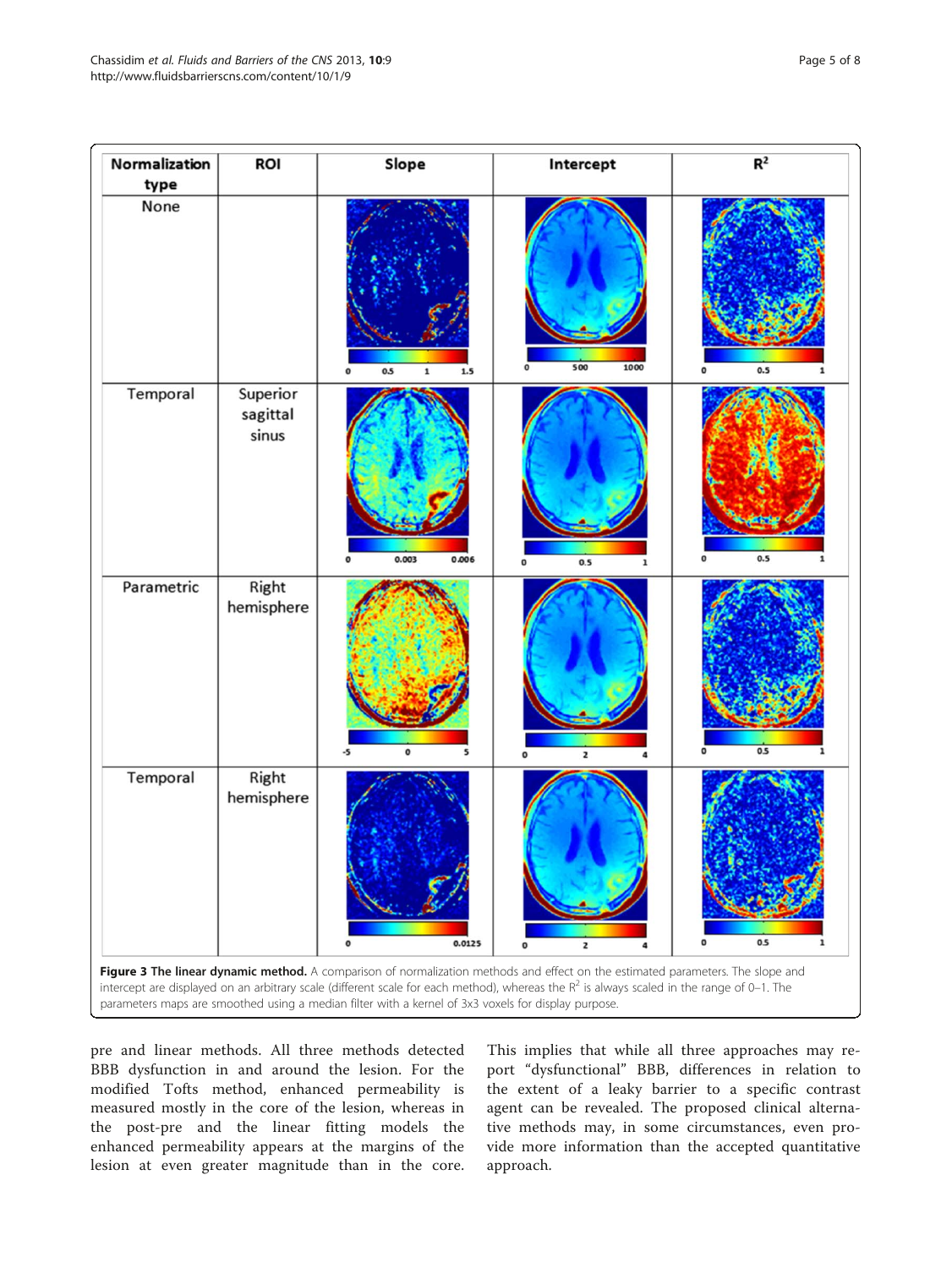| Normalization type | ROI | Slope | Intercept | $R^2$ |
| --- | --- | --- | --- | --- |
| None | | 0 0.5 1 1.5 | 0 500 1000 | 0 0.5 1 |
| Temporal | Superior sagittal sinus | 0 0.003 0.006 | 0 0.5 1 | 0 0.5 1 |
| Parametric | Right hemisphere | -5 0 5 | 0 2 4 | 0 0.5 1 |
| Temporal | Right hemisphere | 0 0.0125 | 0 2 4 | 0 0.5 1 |

**Figure 3 The linear dynamic method.** A comparison of normalization methods and effect on the estimated parameters. The slope and intercept are displayed on an arbitrary scale (different scale for each method), whereas the $R^2$ is always scaled in the range of 0–1. The parameters maps are smoothed using a median filter with a kernel of 3x3 voxels for display purpose.

pre and linear methods. All three methods detected BBB dysfunction in and around the lesion. For the modified Tofts method, enhanced permeability is measured mostly in the core of the lesion, whereas in the post-pre and the linear fitting models the enhanced permeability appears at the margins of the lesion at even greater magnitude than in the core. This implies that while all three approaches may report "dysfunctional" BBB, differences in relation to the extent of a leaky barrier to a specific contrast agent can be revealed. The proposed clinical alternative methods may, in some circumstances, even provide more information than the accepted quantitative approach.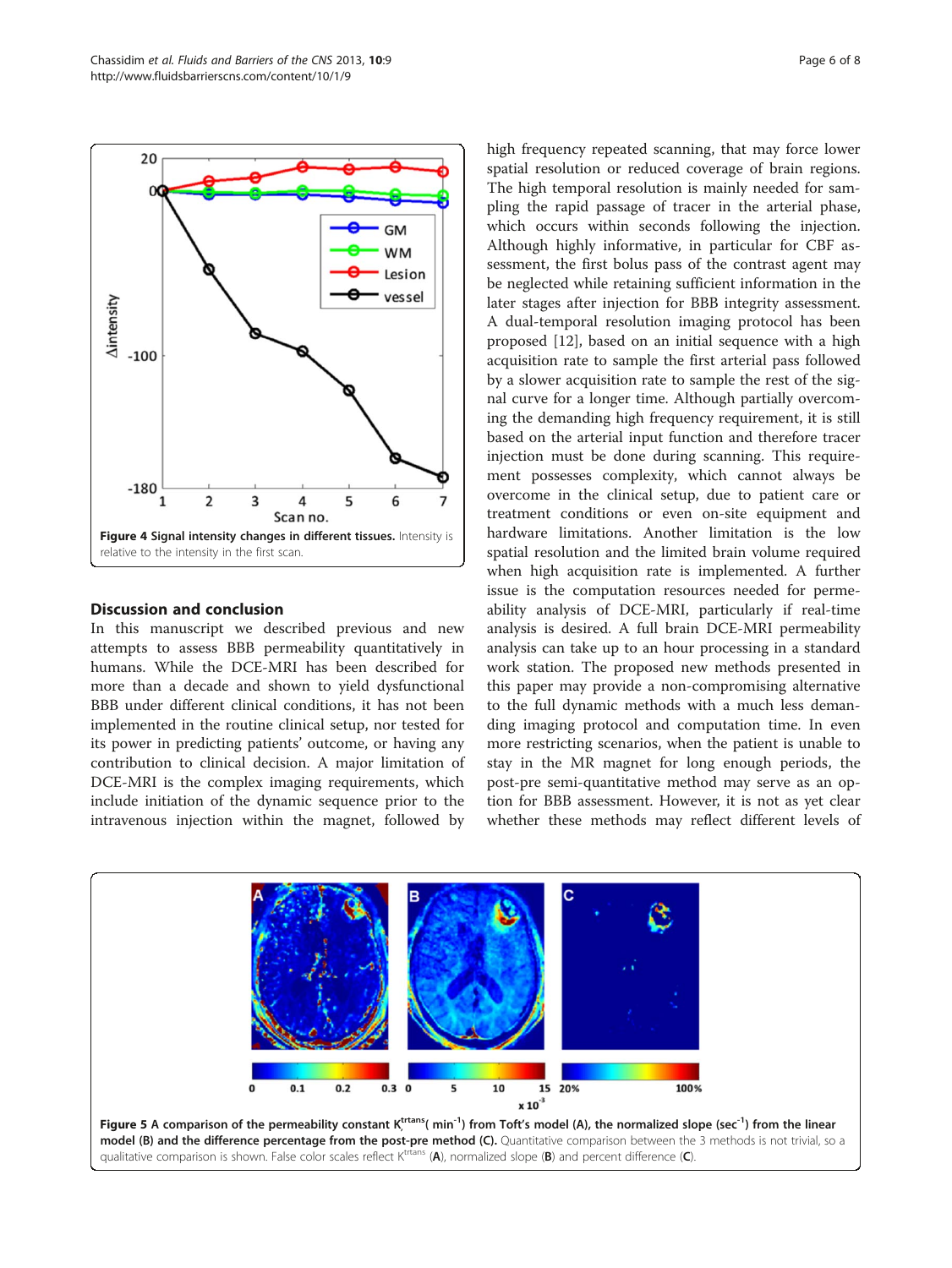Figure 4 Signal intensity changes in different tissues. Intensity is relative to the intensity in the first scan.

## Discussion and conclusion

In this manuscript we described previous and new attempts to assess BBB permeability quantitatively in humans. While the DCE-MRI has been described for more than a decade and shown to yield dysfunctional BBB under different clinical conditions, it has not been implemented in the routine clinical setup, nor tested for its power in predicting patients' outcome, or having any contribution to clinical decision. A major limitation of DCE-MRI is the complex imaging requirements, which include initiation of the dynamic sequence prior to the intravenous injection within the magnet, followed by high frequency repeated scanning, that may force lower spatial resolution or reduced coverage of brain regions. The high temporal resolution is mainly needed for sampling the rapid passage of tracer in the arterial phase, which occurs within seconds following the injection. Although highly informative, in particular for CBF assessment, the first bolus pass of the contrast agent may be neglected while retaining sufficient information in the later stages after injection for BBB integrity assessment. A dual-temporal resolution imaging protocol has been proposed [12], based on an initial sequence with a high acquisition rate to sample the first arterial pass followed by a slower acquisition rate to sample the rest of the signal curve for a longer time. Although partially overcoming the demanding high frequency requirement, it is still based on the arterial input function and therefore tracer injection must be done during scanning. This requirement possesses complexity, which cannot always be overcome in the clinical setup, due to patient care or treatment conditions or even on-site equipment and hardware limitations. Another limitation is the low spatial resolution and the limited brain volume required when high acquisition rate is implemented. A further issue is the computation resources needed for permeability analysis of DCE-MRI, particularly if real-time analysis is desired. A full brain DCE-MRI permeability analysis can take up to an hour processing in a standard work station. The proposed new methods presented in this paper may provide a non-compromising alternative to the full dynamic methods with a much less demanding imaging protocol and computation time. In even more restricting scenarios, when the patient is unable to stay in the MR magnet for long enough periods, the post-pre semi-quantitative method may serve as an option for BBB assessment. However, it is not as yet clear whether these methods may reflect different levels of

Figure 5 A comparison of the permeability constant $K_i^{trtans}$( $min^{-1}$) from Toft's model (A), the normalized slope ($sec^{-1}$) from the linear model (B) and the difference percentage from the post-pre method (C). Quantitative comparison between the 3 methods is not trivial, so a qualitative comparison is shown. False color scales reflect $K^{trtans}$ (A), normalized slope (B) and percent difference (C).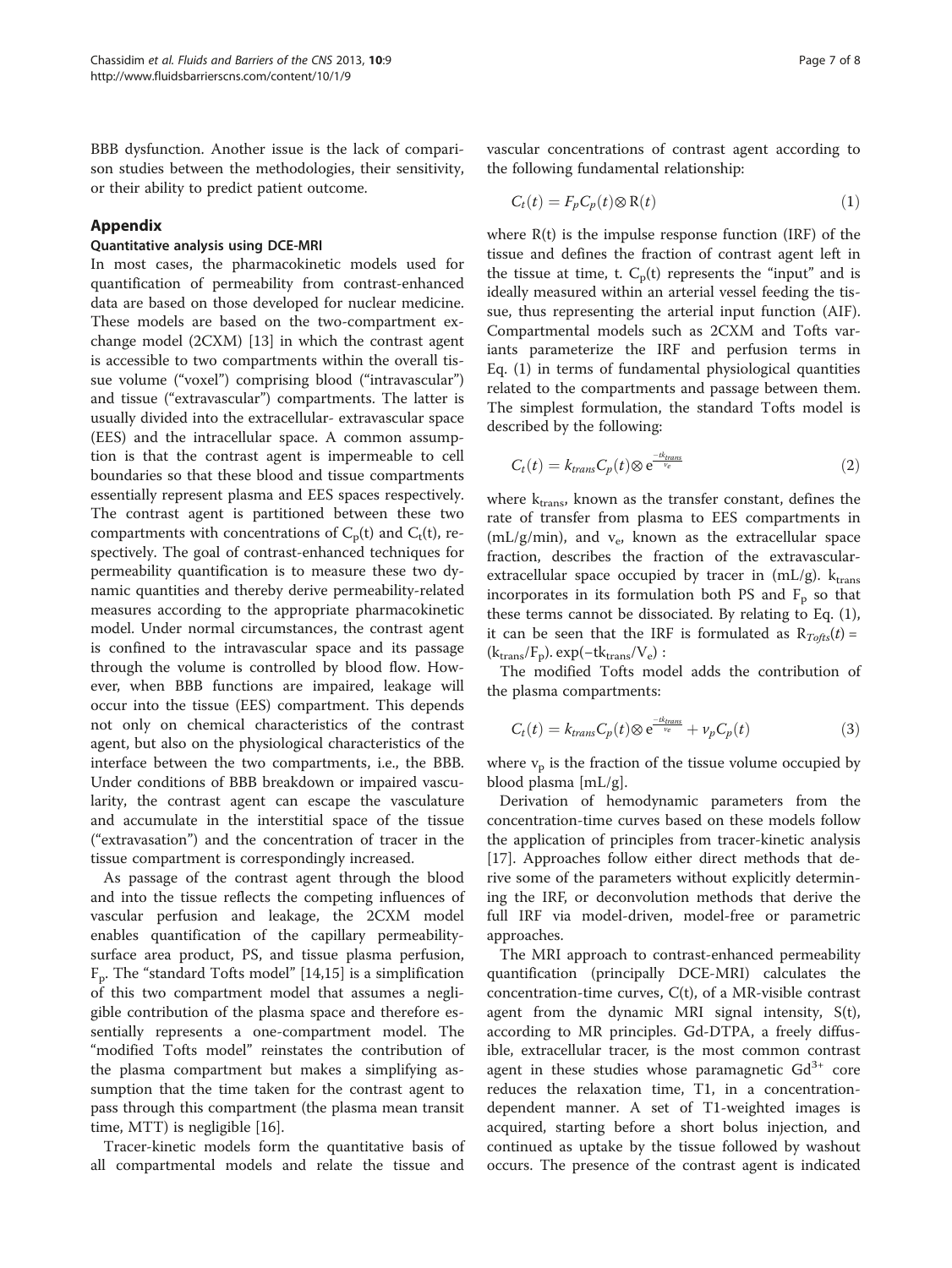BBB dysfunction. Another issue is the lack of comparison studies between the methodologies, their sensitivity, or their ability to predict patient outcome.

## Appendix

### Quantitative analysis using DCE-MRI

In most cases, the pharmacokinetic models used for quantification of permeability from contrast-enhanced data are based on those developed for nuclear medicine. These models are based on the two-compartment exchange model (2CXM) [13] in which the contrast agent is accessible to two compartments within the overall tissue volume ("voxel") comprising blood ("intravascular") and tissue ("extravascular") compartments. The latter is usually divided into the extracellular- extravascular space (EES) and the intracellular space. A common assumption is that the contrast agent is impermeable to cell boundaries so that these blood and tissue compartments essentially represent plasma and EES spaces respectively. The contrast agent is partitioned between these two compartments with concentrations of $C_p(t)$ and $C_t(t)$, respectively. The goal of contrast-enhanced techniques for permeability quantification is to measure these two dynamic quantities and thereby derive permeability-related measures according to the appropriate pharmacokinetic model. Under normal circumstances, the contrast agent is confined to the intravascular space and its passage through the volume is controlled by blood flow. However, when BBB functions are impaired, leakage will occur into the tissue (EES) compartment. This depends not only on chemical characteristics of the contrast agent, but also on the physiological characteristics of the interface between the two compartments, i.e., the BBB. Under conditions of BBB breakdown or impaired vascularity, the contrast agent can escape the vasculature and accumulate in the interstitial space of the tissue ("extravasation") and the concentration of tracer in the tissue compartment is correspondingly increased.

As passage of the contrast agent through the blood and into the tissue reflects the competing influences of vascular perfusion and leakage, the 2CXM model enables quantification of the capillary permeability-surface area product, PS, and tissue plasma perfusion, $F_p$. The "standard Tofts model" [14,15] is a simplification of this two compartment model that assumes a negligible contribution of the plasma space and therefore essentially represents a one-compartment model. The "modified Tofts model" reinstates the contribution of the plasma compartment but makes a simplifying assumption that the time taken for the contrast agent to pass through this compartment (the plasma mean transit time, MTT) is negligible [16].

Tracer-kinetic models form the quantitative basis of all compartmental models and relate the tissue and vascular concentrations of contrast agent according to the following fundamental relationship:

$$C_t(t) = F_p C_p(t) \otimes \mathrm{R}(t) \tag{1}$$

where R(t) is the impulse response function (IRF) of the tissue and defines the fraction of contrast agent left in the tissue at time, t. $C_p(t)$ represents the "input" and is ideally measured within an arterial vessel feeding the tissue, thus representing the arterial input function (AIF). Compartmental models such as 2CXM and Tofts variants parameterize the IRF and perfusion terms in Eq. (1) in terms of fundamental physiological quantities related to the compartments and passage between them. The simplest formulation, the standard Tofts model is described by the following:

$$C_t(t) = k_{trans} C_p(t) \otimes e^{\frac{-tk_{trans}}{v_e}} \tag{2}$$

where $k_{trans}$, known as the transfer constant, defines the rate of transfer from plasma to EES compartments in (mL/g/min), and $v_e$, known as the extracellular space fraction, describes the fraction of the extravascular-extracellular space occupied by tracer in (mL/g). $k_{trans}$ incorporates in its formulation both PS and $F_p$ so that these terms cannot be dissociated. By relating to Eq. (1), it can be seen that the IRF is formulated as $R_{Tofts}(t) = (k_{trans}/F_p).\exp(-tk_{trans}/V_e)$ :

The modified Tofts model adds the contribution of the plasma compartments:

$$C_t(t) = k_{trans} C_p(t) \otimes e^{\frac{-tk_{trans}}{v_e}} + v_p C_p(t) \tag{3}$$

where $v_p$ is the fraction of the tissue volume occupied by blood plasma [mL/g].

Derivation of hemodynamic parameters from the concentration-time curves based on these models follow the application of principles from tracer-kinetic analysis [17]. Approaches follow either direct methods that derive some of the parameters without explicitly determining the IRF, or deconvolution methods that derive the full IRF via model-driven, model-free or parametric approaches.

The MRI approach to contrast-enhanced permeability quantification (principally DCE-MRI) calculates the concentration-time curves, C(t), of a MR-visible contrast agent from the dynamic MRI signal intensity, S(t), according to MR principles. Gd-DTPA, a freely diffusible, extracellular tracer, is the most common contrast agent in these studies whose paramagnetic $Gd^{3+}$ core reduces the relaxation time, T1, in a concentration-dependent manner. A set of T1-weighted images is acquired, starting before a short bolus injection, and continued as uptake by the tissue followed by washout occurs. The presence of the contrast agent is indicated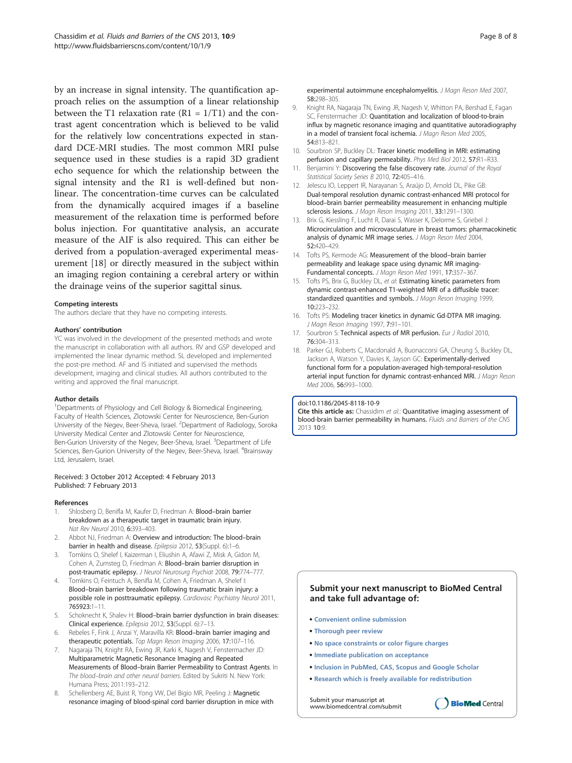by an increase in signal intensity. The quantification approach relies on the assumption of a linear relationship between the T1 relaxation rate (R1 = 1/T1) and the contrast agent concentration which is believed to be valid for the relatively low concentrations expected in standard DCE-MRI studies. The most common MRI pulse sequence used in these studies is a rapid 3D gradient echo sequence for which the relationship between the signal intensity and the R1 is well-defined but non-linear. The concentration-time curves can be calculated from the dynamically acquired images if a baseline measurement of the relaxation time is performed before bolus injection. For quantitative analysis, an accurate measure of the AIF is also required. This can either be derived from a population-averaged experimental measurement [18] or directly measured in the subject within an imaging region containing a cerebral artery or within the drainage veins of the superior sagittal sinus.

#### Competing interests

The authors declare that they have no competing interests.

#### Authors' contribution

YC was involved in the development of the presented methods and wrote the manuscript in collaboration with all authors. RV and GSP developed and implemented the linear dynamic method. SL developed and implemented the post-pre method. AF and IS initiated and supervised the methods development, imaging and clinical studies. All authors contributed to the writing and approved the final manuscript.

#### Author details

[1]Departments of Physiology and Cell Biology & Biomedical Engineering, Faculty of Health Sciences, Zlotowski Center for Neuroscience, Ben-Gurion University of the Negev, Beer-Sheva, Israel. [2]Department of Radiology, Soroka University Medical Center and Zlotowski Center for Neuroscience, Ben-Gurion University of the Negev, Beer-Sheva, Israel. [3]Department of Life Sciences, Ben-Gurion University of the Negev, Beer-Sheva, Israel. [4]Brainsway Ltd, Jerusalem, Israel.

Received: 3 October 2012 Accepted: 4 February 2013
Published: 7 February 2013

#### References

1. Shlosberg D, Benifla M, Kaufer D, Friedman A: **Blood–brain barrier breakdown as a therapeutic target in traumatic brain injury.** *Nat Rev Neurol* 2010, **6:**393–403.
2. Abbot NJ, Friedman A: **Overview and introduction: The blood–brain barrier in health and disease.** *Epilepsia* 2012, **53**(Suppl. 6):1–6.
3. Tomkins O, Shelef I, Kaizerman I, Eliushin A, Afawi Z, Misk A, Gidon M, Cohen A, Zumsteg D, Friedman A: **Blood–brain barrier disruption in post-traumatic epilepsy.** *J Neurol Neurosurg Psychiat* 2008, **79:**774–777.
4. Tomkins O, Feintuch A, Benifla M, Cohen A, Friedman A, Shelef I: **Blood–brain barrier breakdown following traumatic brain injury: a possible role in posttraumatic epilepsy.** *Cardiovasc Psychiatry Neurol* 2011, **765923:**1–11.
5. Schoknecht K, Shalev H: **Blood–brain barrier dysfunction in brain diseases: Clinical experience.** *Epilepsia* 2012, **53**(Suppl. 6):7–13.
6. Rebeles F, Fink J, Anzai Y, Maravilla KR: **Blood–brain barrier imaging and therapeutic potentials.** *Top Magn Reson Imaging* 2006, **17:**107–116.
7. Nagaraja TN, Knight RA, Ewing JR, Karki K, Nagesh V, Fenstermacher JD: **Multiparametric Magnetic Resonance Imaging and Repeated Measurements of Blood–brain Barrier Permeability to Contrast Agents.** In *The blood–brain and other neural barriers*. Edited by Sukriti N. New York: Humana Press; 2011:193–212.
8. Schellenberg AE, Buist R, Yong VW, Del Bigio MR, Peeling J: **Magnetic resonance imaging of blood-spinal cord barrier disruption in mice with experimental autoimmune encephalomyelitis.** *J Magn Reson Med* 2007, **58:**298–305.
9. Knight RA, Nagaraja TN, Ewing JR, Nagesh V, Whitton PA, Bershad E, Fagan SC, Fenstermacher JD: **Quantitation and localization of blood-to-brain influx by magnetic resonance imaging and quantitative autoradiography in a model of transient focal ischemia.** *J Magn Reson Med* 2005, **54:**813–821.
10. Sourbron SP, Buckley DL: **Tracer kinetic modelling in MRI: estimating perfusion and capillary permeability.** *Phys Med Biol* 2012, **57:**R1–R33.
11. Benjamini Y: **Discovering the false discovery rate.** *Journal of the Royal Statistical Society Series B* 2010, **72:**405–416.
12. Jelescu IO, Leppert IR, Narayanan S, Araújo D, Arnold DL, Pike GB: **Dual-temporal resolution dynamic contrast-enhanced MRI protocol for blood–brain barrier permeability measurement in enhancing multiple sclerosis lesions.** *J Magn Reson Imaging* 2011, **33:**1291–1300.
13. Brix G, Kiessling F, Lucht R, Darai S, Wasser K, Delorme S, Griebel J: **Microcirculation and microvasculature in breast tumors: pharmacokinetic analysis of dynamic MR image series.** *J Magn Reson Med* 2004, **52:**420–429.
14. Tofts PS, Kermode AG: **Measurement of the blood–brain barrier permeability and leakage space using dynamic MR imaging-Fundamental concepts.** *J Magn Reson Med* 1991, **17:**357–367.
15. Tofts PS, Brix G, Buckley DL, *et al*: **Estimating kinetic parameters from dynamic contrast-enhanced T1-weighted MRI of a diffusible tracer: standardized quantities and symbols.** *J Magn Reson Imaging* 1999, **10:**223–232.
16. Tofts PS: **Modeling tracer kinetics in dynamic Gd-DTPA MR imaging.** *J Magn Reson Imaging* 1997, **7:**91–101.
17. Sourbron S: **Technical aspects of MR perfusion.** *Eur J Radiol* 2010, **76:**304–313.
18. Parker GJ, Roberts C, Macdonald A, Buonaccorsi GA, Cheung S, Buckley DL, Jackson A, Watson Y, Davies K, Jayson GC: **Experimentally-derived functional form for a population-averaged high-temporal-resolution arterial input function for dynamic contrast-enhanced MRI.** *J Magn Reson Med* 2006, **56:**993–1000.

doi:10.1186/2045-8118-10-9
**Cite this article as:** Chassidim *et al.*: Quantitative imaging assessment of blood-brain barrier permeability in humans. *Fluids and Barriers of the CNS* 2013 **10**:9.

**Submit your next manuscript to BioMed Central and take full advantage of:**

- **Convenient online submission**
- **Thorough peer review**
- **No space constraints or color figure charges**
- **Immediate publication on acceptance**
- **Inclusion in PubMed, CAS, Scopus and Google Scholar**
- **Research which is freely available for redistribution**

Submit your manuscript at
www.biomedcentral.com/submit

BioMed Central